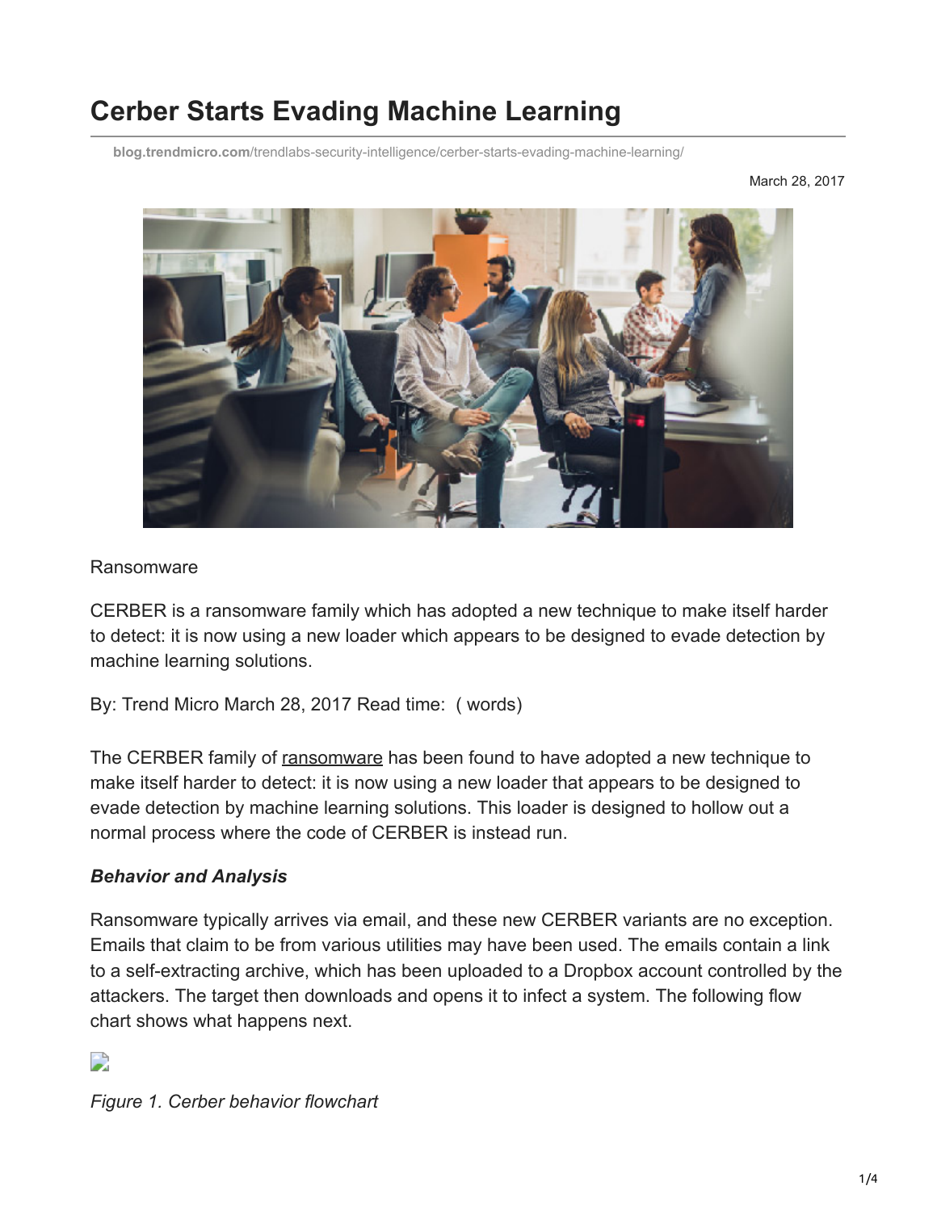# Cerber Starts Evading Machine Learning

blog.trendmicro.com/trendlabs-security-intelligence/cerber-starts-evading-machine-learning/

March 28, 2017

Ransomware

CERBER is a ransomware family which has adopted a new technique to make itself harder to detect: it is now using a new loader which appears to be designed to evade detection by machine learning solutions.

By: Trend Micro March 28, 2017 Read time: ( words)

The CERBER family of ransomware has been found to have adopted a new technique to make itself harder to detect: it is now using a new loader that appears to be designed to evade detection by machine learning solutions. This loader is designed to hollow out a normal process where the code of CERBER is instead run.

***Behavior and Analysis***

Ransomware typically arrives via email, and these new CERBER variants are no exception. Emails that claim to be from various utilities may have been used. The emails contain a link to a self-extracting archive, which has been uploaded to a Dropbox account controlled by the attackers. The target then downloads and opens it to infect a system. The following flow chart shows what happens next.

*Figure 1. Cerber behavior flowchart*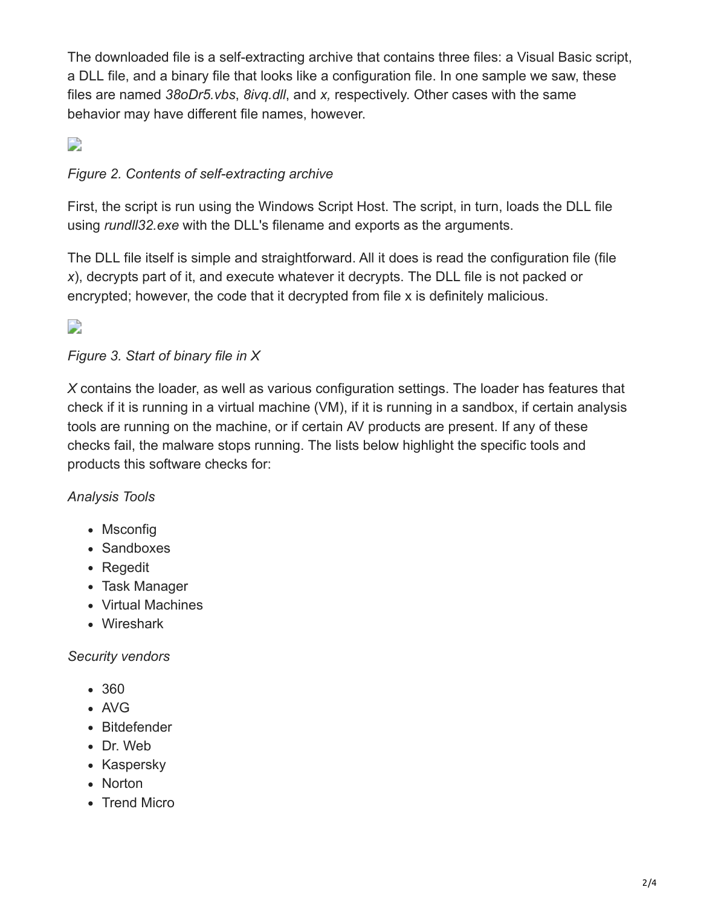The downloaded file is a self-extracting archive that contains three files: a Visual Basic script, a DLL file, and a binary file that looks like a configuration file. In one sample we saw, these files are named *38oDr5.vbs*, *8ivq.dll*, and *x,* respectively. Other cases with the same behavior may have different file names, however.

*Figure 2. Contents of self-extracting archive*

First, the script is run using the Windows Script Host. The script, in turn, loads the DLL file using *rundll32.exe* with the DLL's filename and exports as the arguments.

The DLL file itself is simple and straightforward. All it does is read the configuration file (file *x*), decrypts part of it, and execute whatever it decrypts. The DLL file is not packed or encrypted; however, the code that it decrypted from file x is definitely malicious.

*Figure 3. Start of binary file in X*

*X* contains the loader, as well as various configuration settings. The loader has features that check if it is running in a virtual machine (VM), if it is running in a sandbox, if certain analysis tools are running on the machine, or if certain AV products are present. If any of these checks fail, the malware stops running. The lists below highlight the specific tools and products this software checks for:

*Analysis Tools*

- Msconfig
- Sandboxes
- Regedit
- Task Manager
- Virtual Machines
- Wireshark

*Security vendors*

- 360
- AVG
- Bitdefender
- Dr. Web
- Kaspersky
- Norton
- Trend Micro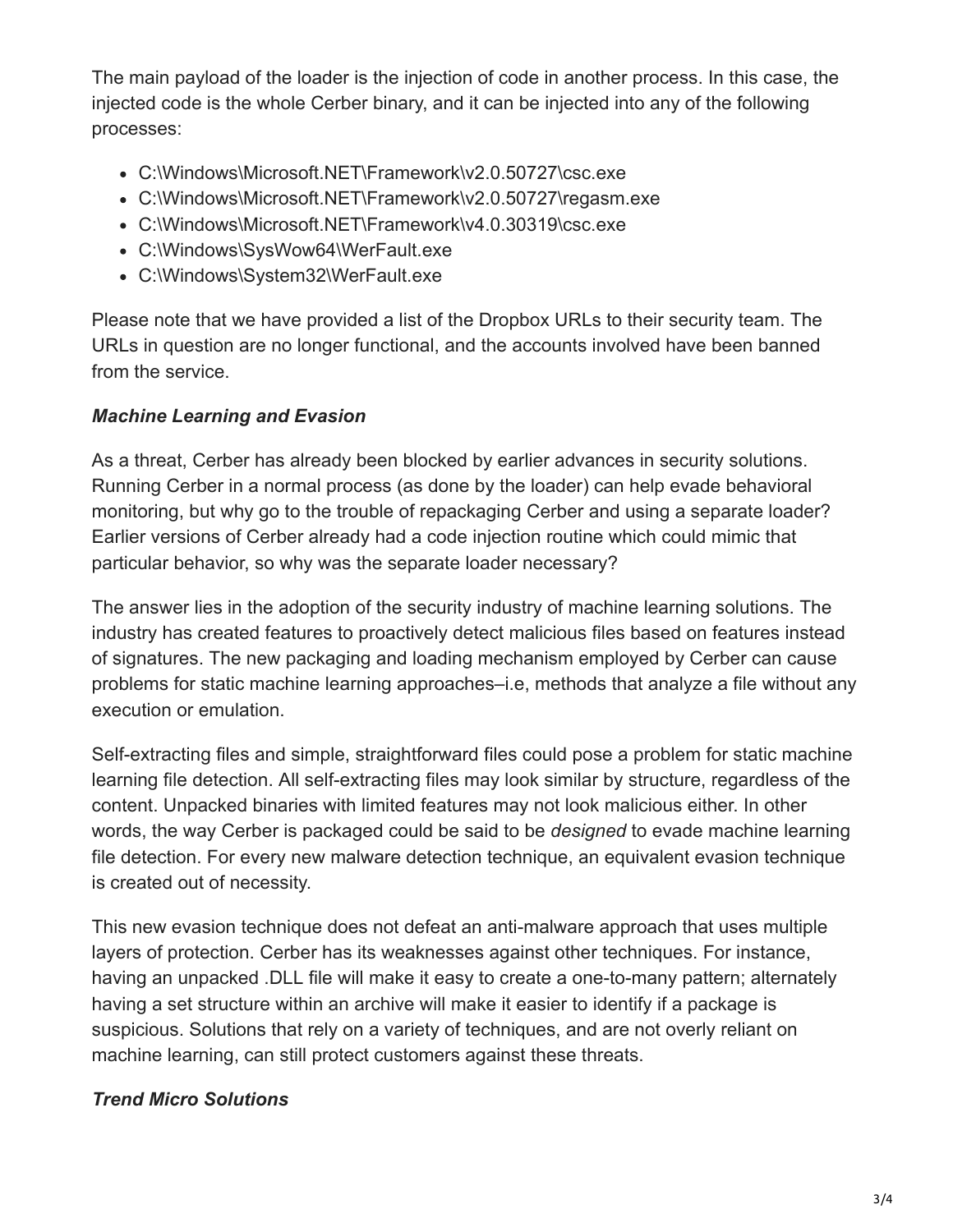The main payload of the loader is the injection of code in another process. In this case, the injected code is the whole Cerber binary, and it can be injected into any of the following processes:

- C:\Windows\Microsoft.NET\Framework\v2.0.50727\csc.exe
- C:\Windows\Microsoft.NET\Framework\v2.0.50727\regasm.exe
- C:\Windows\Microsoft.NET\Framework\v4.0.30319\csc.exe
- C:\Windows\SysWow64\WerFault.exe
- C:\Windows\System32\WerFault.exe

Please note that we have provided a list of the Dropbox URLs to their security team. The URLs in question are no longer functional, and the accounts involved have been banned from the service.

***Machine Learning and Evasion***

As a threat, Cerber has already been blocked by earlier advances in security solutions. Running Cerber in a normal process (as done by the loader) can help evade behavioral monitoring, but why go to the trouble of repackaging Cerber and using a separate loader? Earlier versions of Cerber already had a code injection routine which could mimic that particular behavior, so why was the separate loader necessary?

The answer lies in the adoption of the security industry of machine learning solutions. The industry has created features to proactively detect malicious files based on features instead of signatures. The new packaging and loading mechanism employed by Cerber can cause problems for static machine learning approaches–i.e, methods that analyze a file without any execution or emulation.

Self-extracting files and simple, straightforward files could pose a problem for static machine learning file detection. All self-extracting files may look similar by structure, regardless of the content. Unpacked binaries with limited features may not look malicious either. In other words, the way Cerber is packaged could be said to be *designed* to evade machine learning file detection. For every new malware detection technique, an equivalent evasion technique is created out of necessity.

This new evasion technique does not defeat an anti-malware approach that uses multiple layers of protection. Cerber has its weaknesses against other techniques. For instance, having an unpacked .DLL file will make it easy to create a one-to-many pattern; alternately having a set structure within an archive will make it easier to identify if a package is suspicious. Solutions that rely on a variety of techniques, and are not overly reliant on machine learning, can still protect customers against these threats.

***Trend Micro Solutions***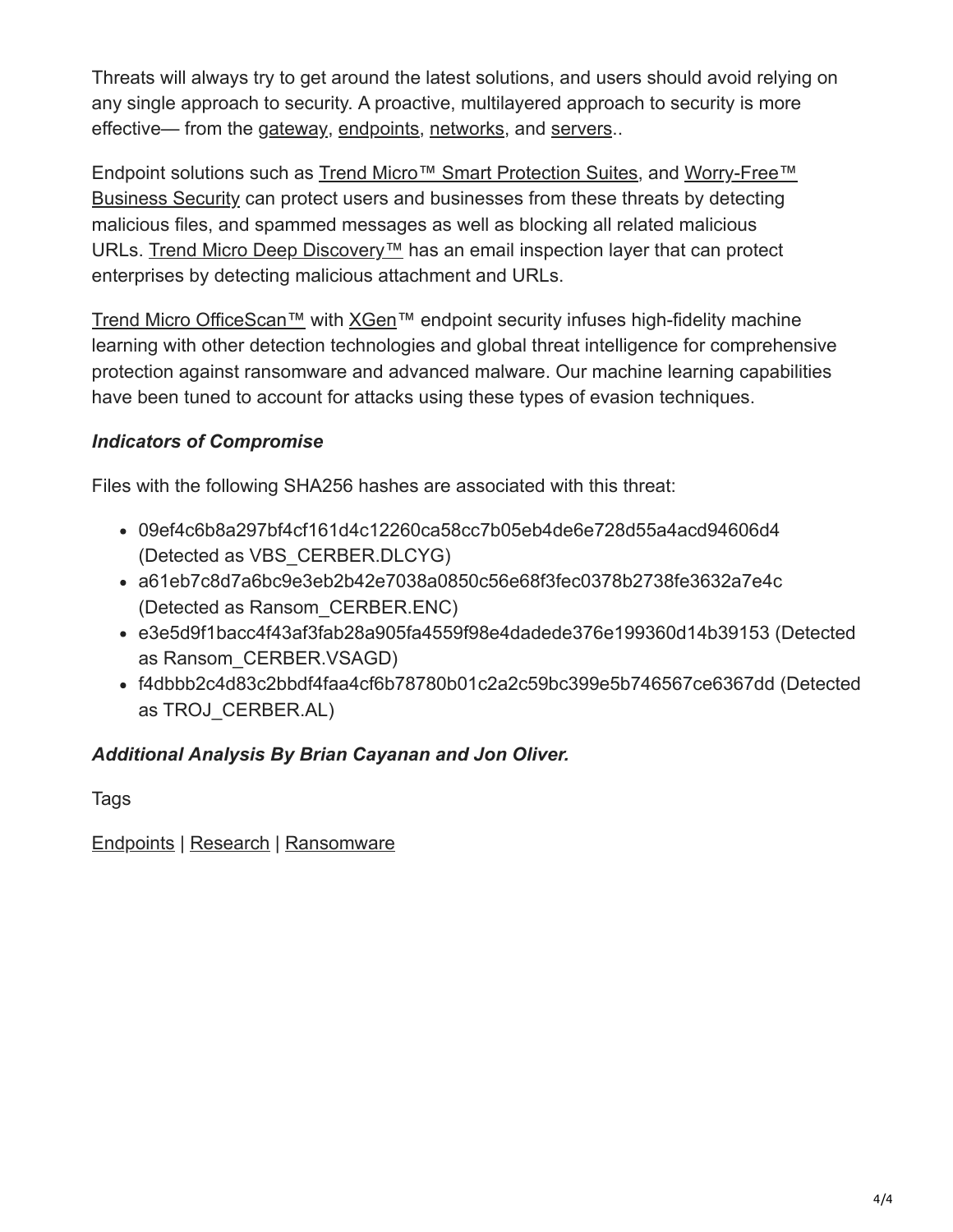Threats will always try to get around the latest solutions, and users should avoid relying on any single approach to security. A proactive, multilayered approach to security is more effective— from the gateway, endpoints, networks, and servers..

Endpoint solutions such as Trend Micro™ Smart Protection Suites, and Worry-Free™ Business Security can protect users and businesses from these threats by detecting malicious files, and spammed messages as well as blocking all related malicious URLs. Trend Micro Deep Discovery™ has an email inspection layer that can protect enterprises by detecting malicious attachment and URLs.

Trend Micro OfficeScan™ with XGen™ endpoint security infuses high-fidelity machine learning with other detection technologies and global threat intelligence for comprehensive protection against ransomware and advanced malware. Our machine learning capabilities have been tuned to account for attacks using these types of evasion techniques.

***Indicators of Compromise***

Files with the following SHA256 hashes are associated with this threat:

- 09ef4c6b8a297bf4cf161d4c12260ca58cc7b05eb4de6e728d55a4acd94606d4 (Detected as VBS_CERBER.DLCYG)
- a61eb7c8d7a6bc9e3eb2b42e7038a0850c56e68f3fec0378b2738fe3632a7e4c (Detected as Ransom_CERBER.ENC)
- e3e5d9f1bacc4f43af3fab28a905fa4559f98e4dadede376e199360d14b39153 (Detected as Ransom_CERBER.VSAGD)
- f4dbbb2c4d83c2bbdf4faa4cf6b78780b01c2a2c59bc399e5b746567ce6367dd (Detected as TROJ_CERBER.AL)

***Additional Analysis By Brian Cayanan and Jon Oliver.***

Tags

Endpoints | Research | Ransomware